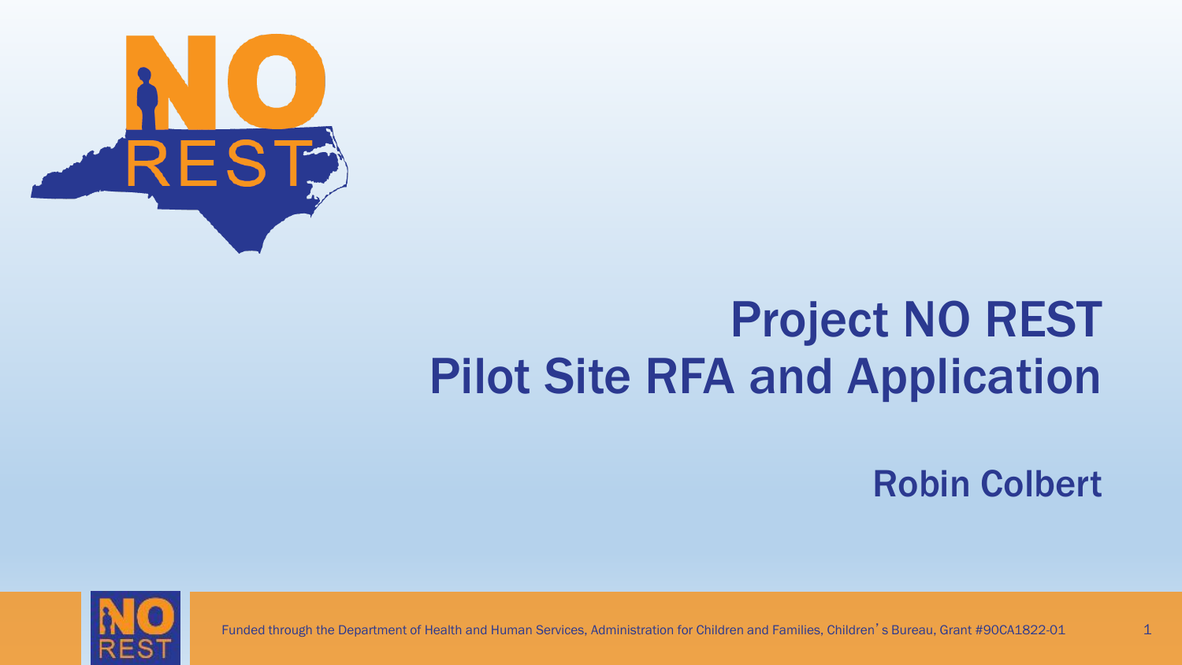# Project NO REST
# Pilot Site RFA and Application

Robin Colbert

Funded through the Department of Health and Human Services, Administration for Children and Families, Children's Bureau, Grant #90CA1822-01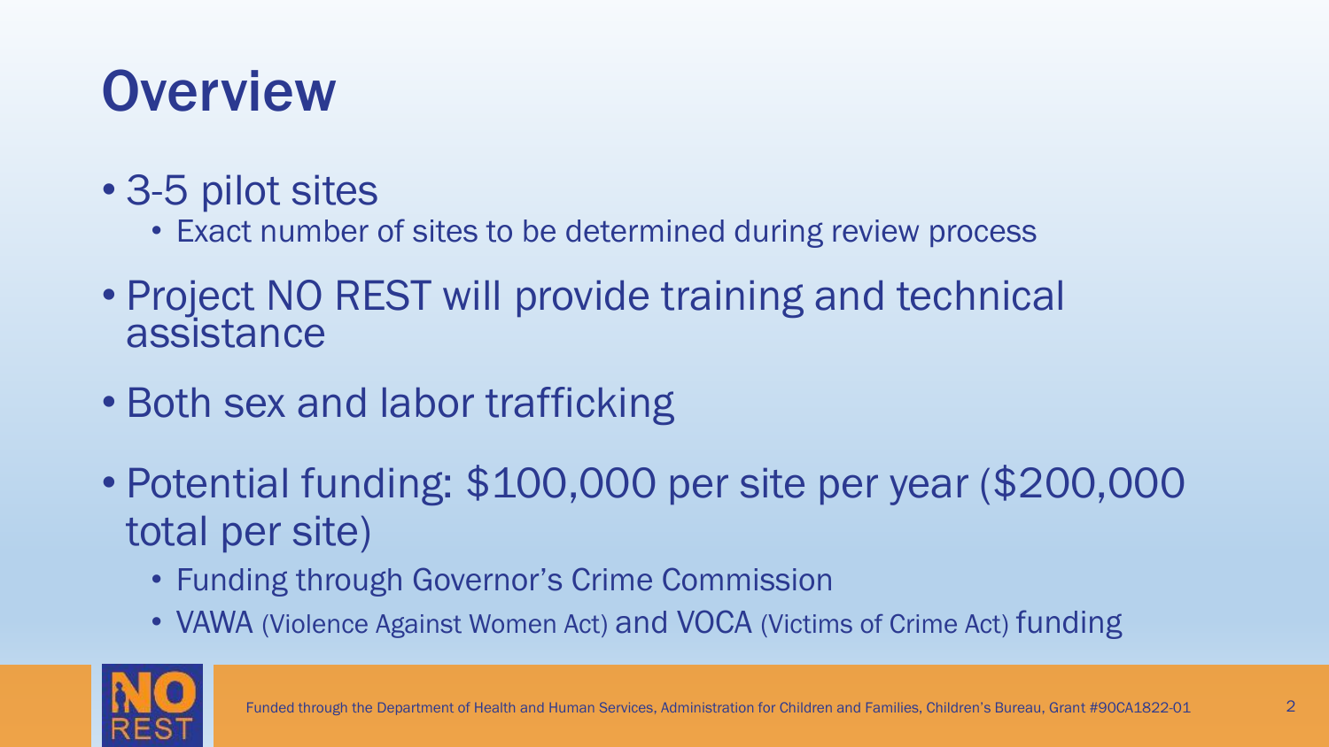# Overview

- 3-5 pilot sites
  - Exact number of sites to be determined during review process
- Project NO REST will provide training and technical assistance
- Both sex and labor trafficking
- Potential funding: $100,000 per site per year ($200,000 total per site)
  - Funding through Governor's Crime Commission
  - VAWA (Violence Against Women Act) and VOCA (Victims of Crime Act) funding

Funded through the Department of Health and Human Services, Administration for Children and Families, Children's Bureau, Grant #90CA1822-01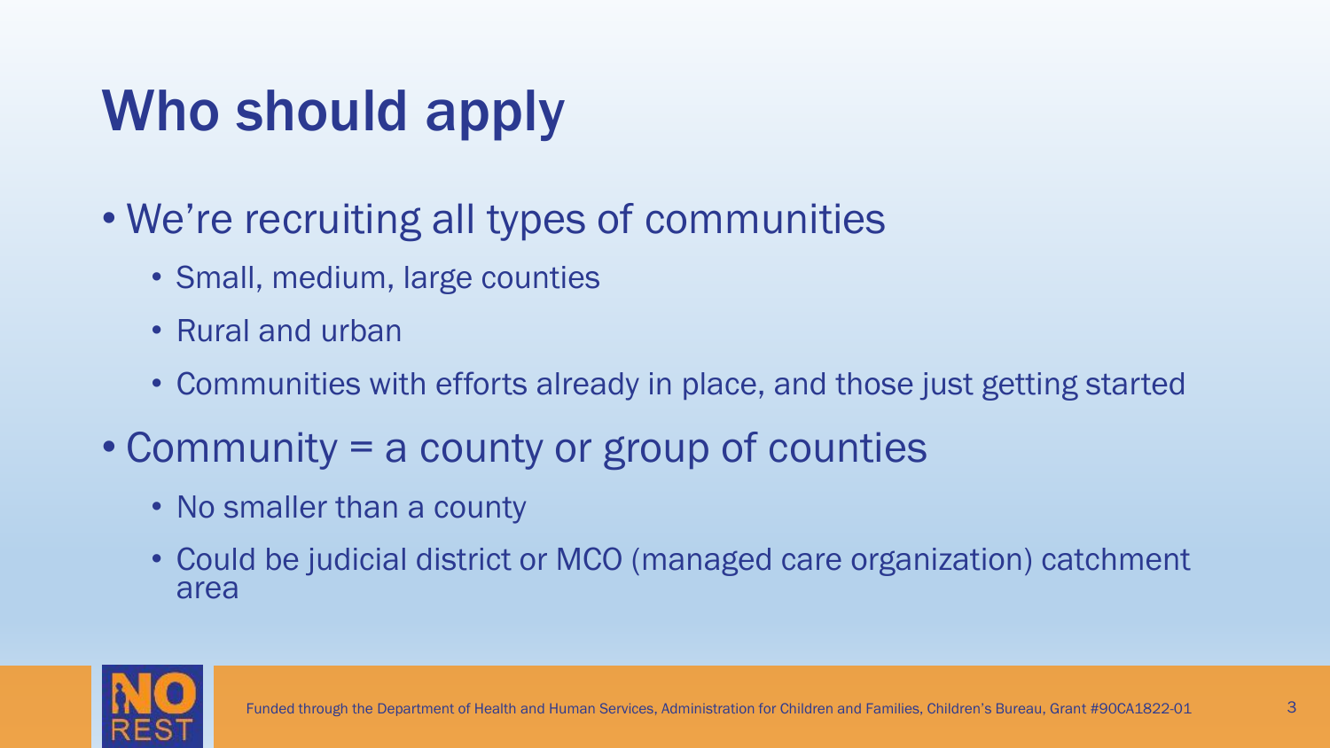# Who should apply

- We're recruiting all types of communities
  - Small, medium, large counties
  - Rural and urban
  - Communities with efforts already in place, and those just getting started
- Community = a county or group of counties
  - No smaller than a county
  - Could be judicial district or MCO (managed care organization) catchment area

Funded through the Department of Health and Human Services, Administration for Children and Families, Children's Bureau, Grant #90CA1822-01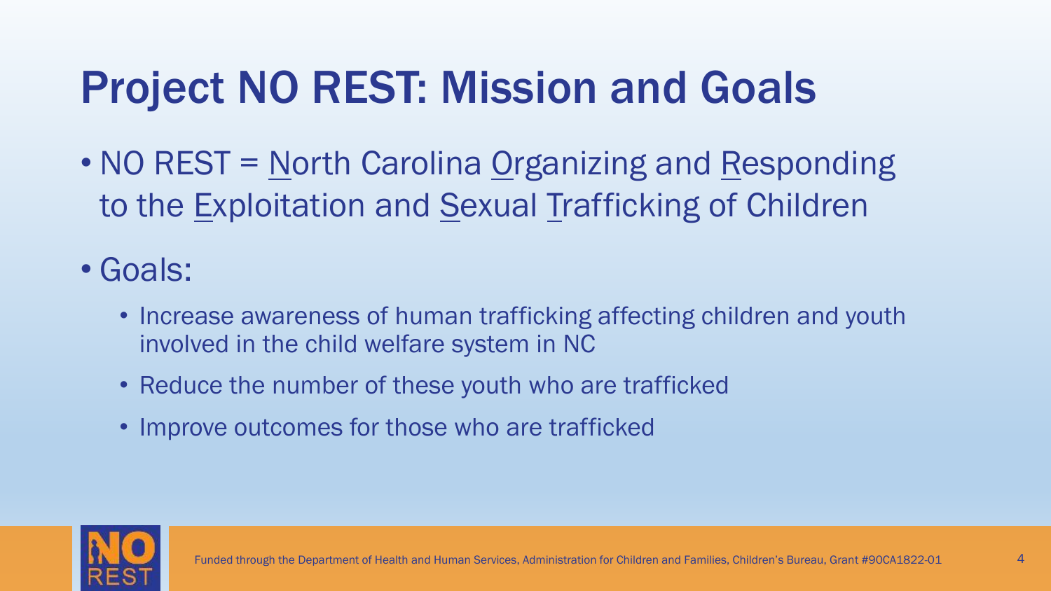# Project NO REST: Mission and Goals

- NO REST = North Carolina Organizing and Responding to the Exploitation and Sexual Trafficking of Children
- Goals:
  - Increase awareness of human trafficking affecting children and youth involved in the child welfare system in NC
  - Reduce the number of these youth who are trafficked
  - Improve outcomes for those who are trafficked

Funded through the Department of Health and Human Services, Administration for Children and Families, Children's Bureau, Grant #90CA1822-01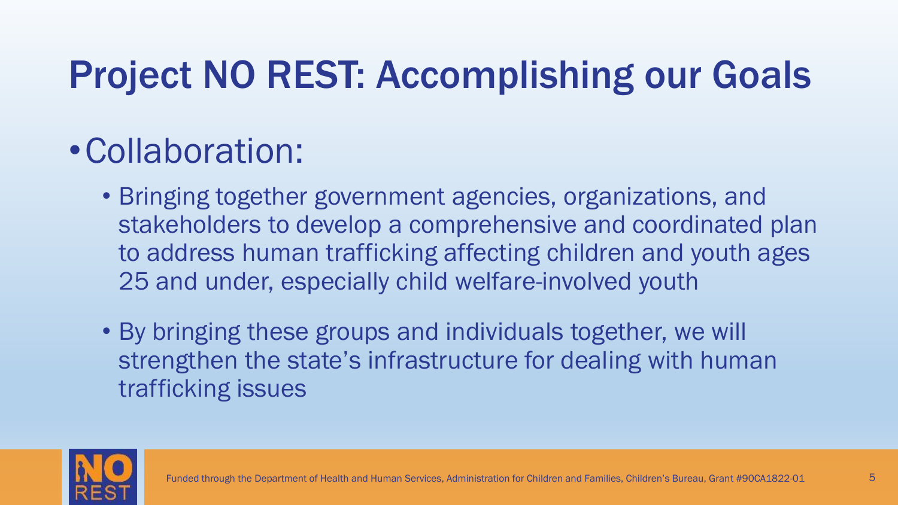# Project NO REST: Accomplishing our Goals

- Collaboration:
  - Bringing together government agencies, organizations, and stakeholders to develop a comprehensive and coordinated plan to address human trafficking affecting children and youth ages 25 and under, especially child welfare-involved youth
  - By bringing these groups and individuals together, we will strengthen the state's infrastructure for dealing with human trafficking issues

Funded through the Department of Health and Human Services, Administration for Children and Families, Children's Bureau, Grant #90CA1822-01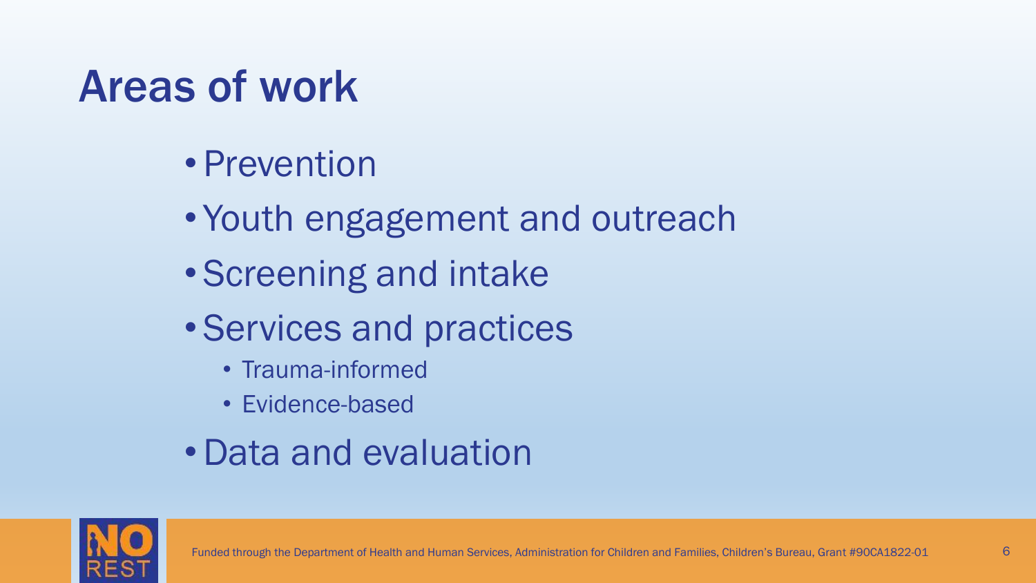# Areas of work

- Prevention
- Youth engagement and outreach
- Screening and intake
- Services and practices
  - Trauma-informed
  - Evidence-based
- Data and evaluation

Funded through the Department of Health and Human Services, Administration for Children and Families, Children's Bureau, Grant #90CA1822-01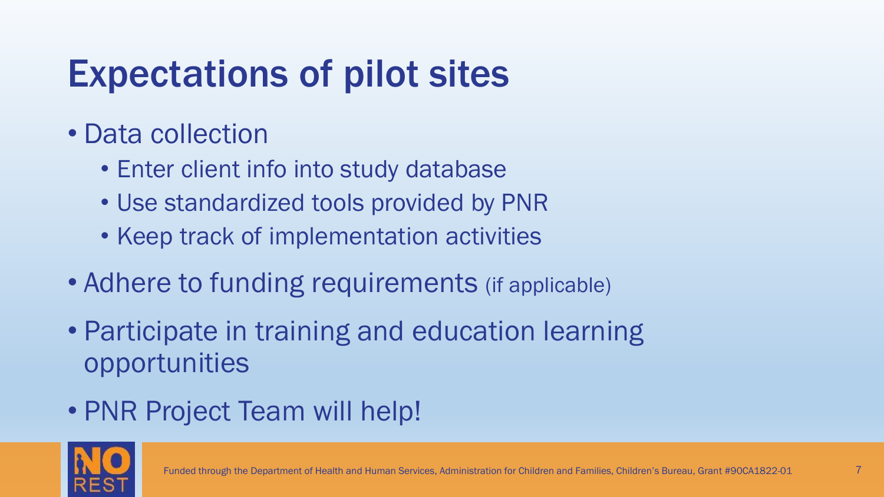# Expectations of pilot sites

- Data collection
  - Enter client info into study database
  - Use standardized tools provided by PNR
  - Keep track of implementation activities
- Adhere to funding requirements (if applicable)
- Participate in training and education learning opportunities
- PNR Project Team will help!

Funded through the Department of Health and Human Services, Administration for Children and Families, Children's Bureau, Grant #90CA1822-01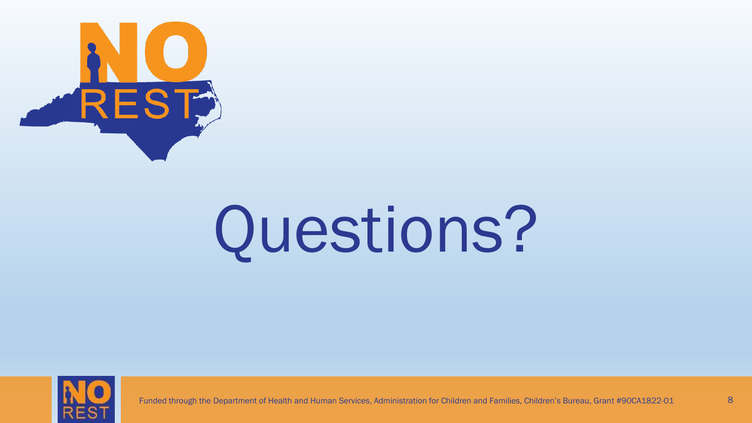# Questions?

Funded through the Department of Health and Human Services, Administration for Children and Families, Children's Bureau, Grant #90CA1822-01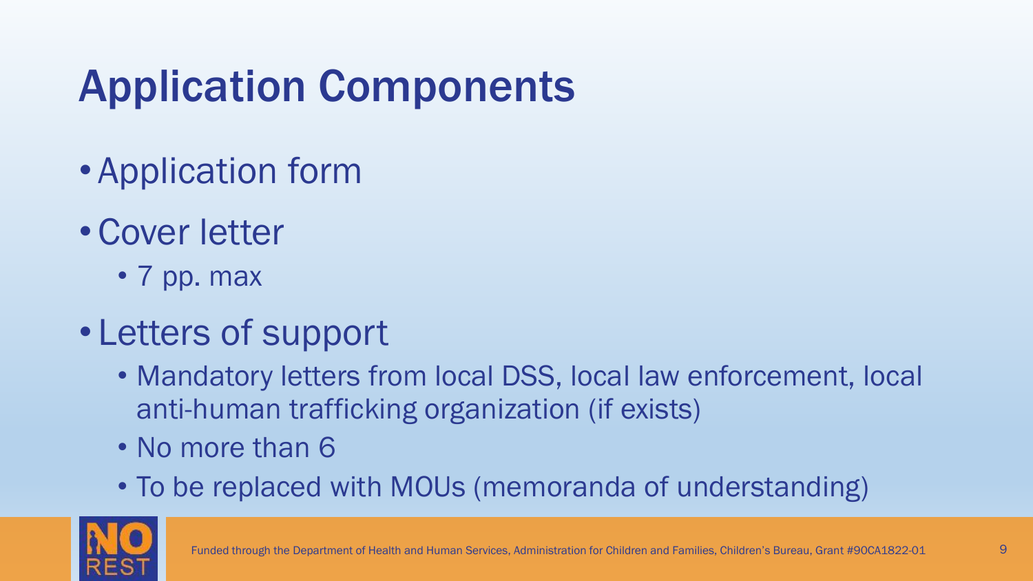# Application Components

- Application form
- Cover letter
  - 7 pp. max
- Letters of support
  - Mandatory letters from local DSS, local law enforcement, local anti-human trafficking organization (if exists)
  - No more than 6
  - To be replaced with MOUs (memoranda of understanding)

Funded through the Department of Health and Human Services, Administration for Children and Families, Children's Bureau, Grant #90CA1822-01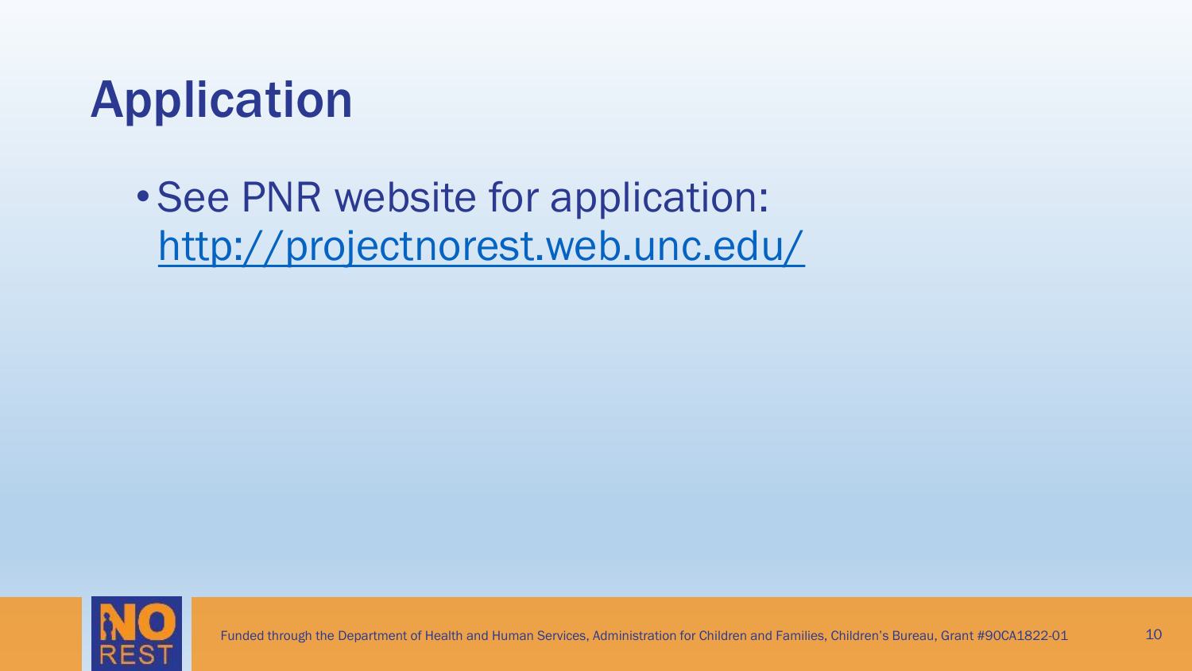# Application

- See PNR website for application: http://projectnorest.web.unc.edu/

Funded through the Department of Health and Human Services, Administration for Children and Families, Children's Bureau, Grant #90CA1822-01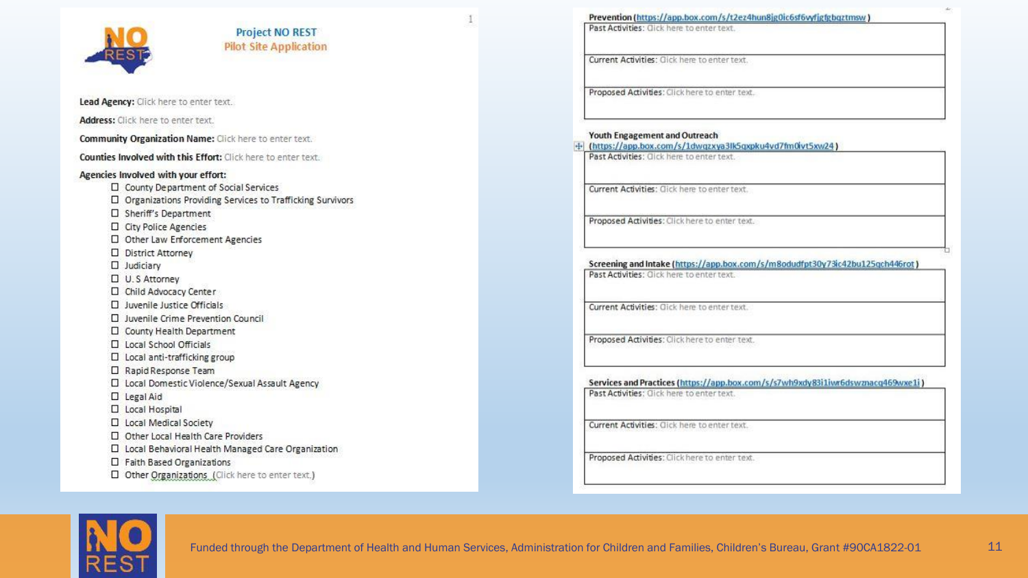## Project NO REST
### Pilot Site Application

**Lead Agency:** Click here to enter text.

**Address:** Click here to enter text.

**Community Organization Name:** Click here to enter text.

**Counties Involved with this Effort:** Click here to enter text.

**Agencies Involved with your effort:**

- ☐ County Department of Social Services
- ☐ Organizations Providing Services to Trafficking Survivors
- ☐ Sheriff's Department
- ☐ City Police Agencies
- ☐ Other Law Enforcement Agencies
- ☐ District Attorney
- ☐ Judiciary
- ☐ U. S Attorney
- ☐ Child Advocacy Center
- ☐ Juvenile Justice Officials
- ☐ Juvenile Crime Prevention Council
- ☐ County Health Department
- ☐ Local School Officials
- ☐ Local anti-trafficking group
- ☐ Rapid Response Team
- ☐ Local Domestic Violence/Sexual Assault Agency
- ☐ Legal Aid
- ☐ Local Hospital
- ☐ Local Medical Society
- ☐ Other Local Health Care Providers
- ☐ Local Behavioral Health Managed Care Organization
- ☐ Faith Based Organizations
- ☐ Other Organizations (Click here to enter text.)

**Prevention** (https://app.box.com/s/t2ez4hun8jg0ic6sf6vyfjgfgbqztmsw)

| Past Activities: Click here to enter text. |
|---|
| Current Activities: Click here to enter text. |
| Proposed Activities: Click here to enter text. |

**Youth Engagement and Outreach** (https://app.box.com/s/1dwqzxya3lk5qxpku4vd7fm0lvt5xw24)

| Past Activities: Click here to enter text. |
|---|
| Current Activities: Click here to enter text. |
| Proposed Activities: Click here to enter text. |

**Screening and Intake** (https://app.box.com/s/m8odudfpt30y73ic42bu125qch446rot)

| Past Activities: Click here to enter text. |
|---|
| Current Activities: Click here to enter text. |
| Proposed Activities: Click here to enter text. |

**Services and Practices** (https://app.box.com/s/s7wh9xdy83i1iwr6dswznacq469wxe1i)

| Past Activities: Click here to enter text. |
|---|
| Current Activities: Click here to enter text. |
| Proposed Activities: Click here to enter text. |

Funded through the Department of Health and Human Services, Administration for Children and Families, Children's Bureau, Grant #90CA1822-01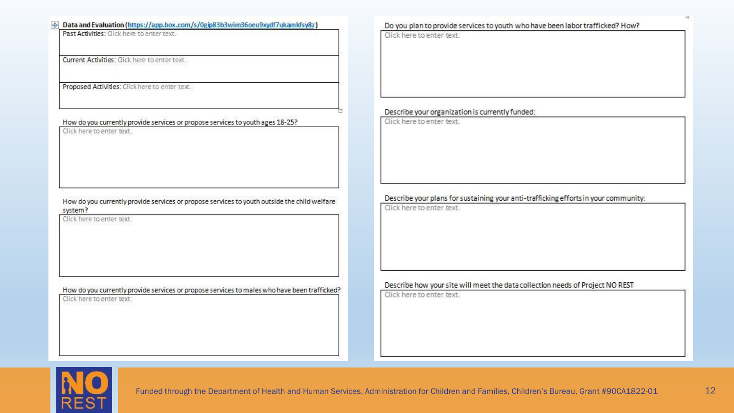**Data and Evaluation** (https://app.box.com/s/0gip83b3wim36oeu9xydf7ukamkfsy8z)

| |
|---|
| Past Activities: Click here to enter text. |
| Current Activities: Click here to enter text. |
| Proposed Activities: Click here to enter text. |

How do you currently provide services or propose services to youth ages 18-25?

Click here to enter text.

How do you currently provide services or propose services to youth outside the child welfare system?

Click here to enter text.

How do you currently provide services or propose services to males who have been trafficked?

Click here to enter text.

Do you plan to provide services to youth who have been labor trafficked? How?

Click here to enter text.

Describe your organization is currently funded:

Click here to enter text.

Describe your plans for sustaining your anti-trafficking efforts in your community:

Click here to enter text.

Describe how your site will meet the data collection needs of Project NO REST

Click here to enter text.

Funded through the Department of Health and Human Services, Administration for Children and Families, Children's Bureau, Grant #90CA1822-01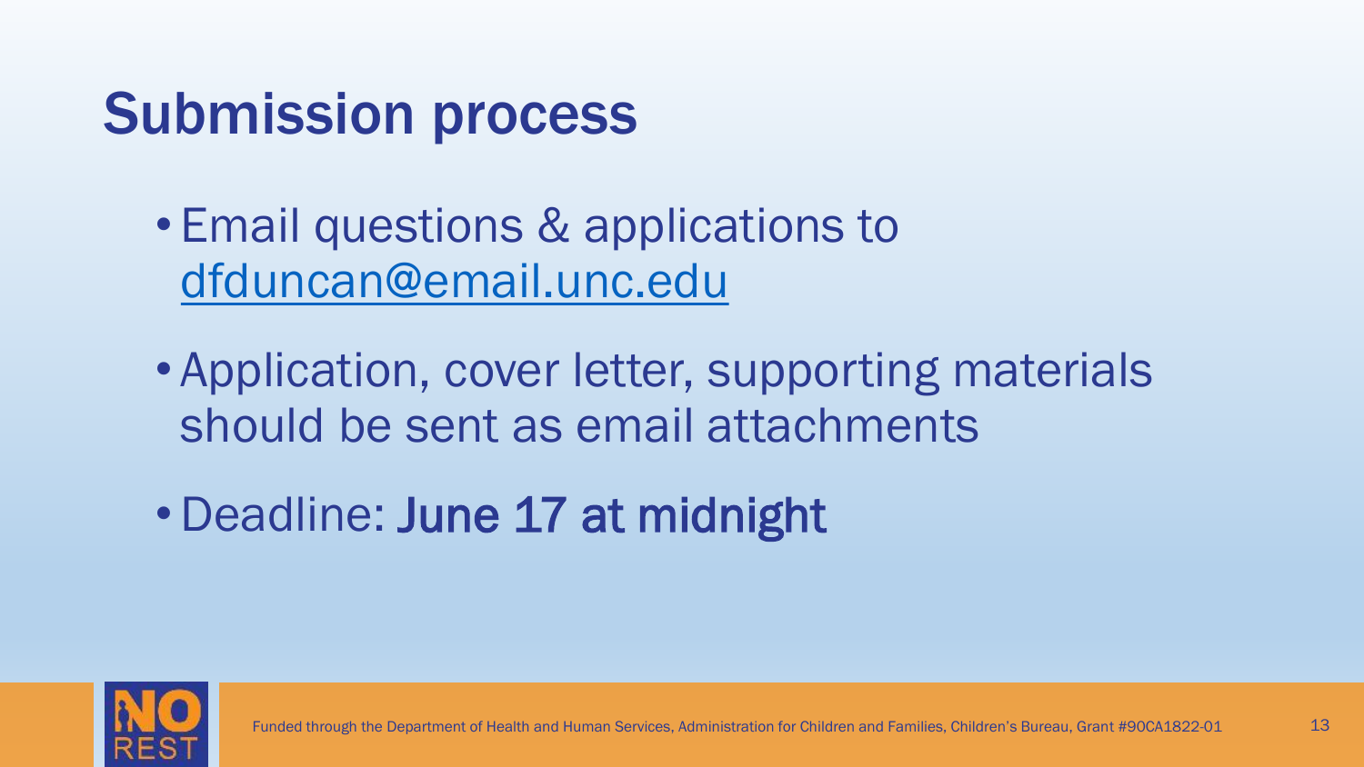# Submission process

- Email questions & applications to dfduncan@email.unc.edu
- Application, cover letter, supporting materials should be sent as email attachments
- Deadline: **June 17 at midnight**

Funded through the Department of Health and Human Services, Administration for Children and Families, Children's Bureau, Grant #90CA1822-01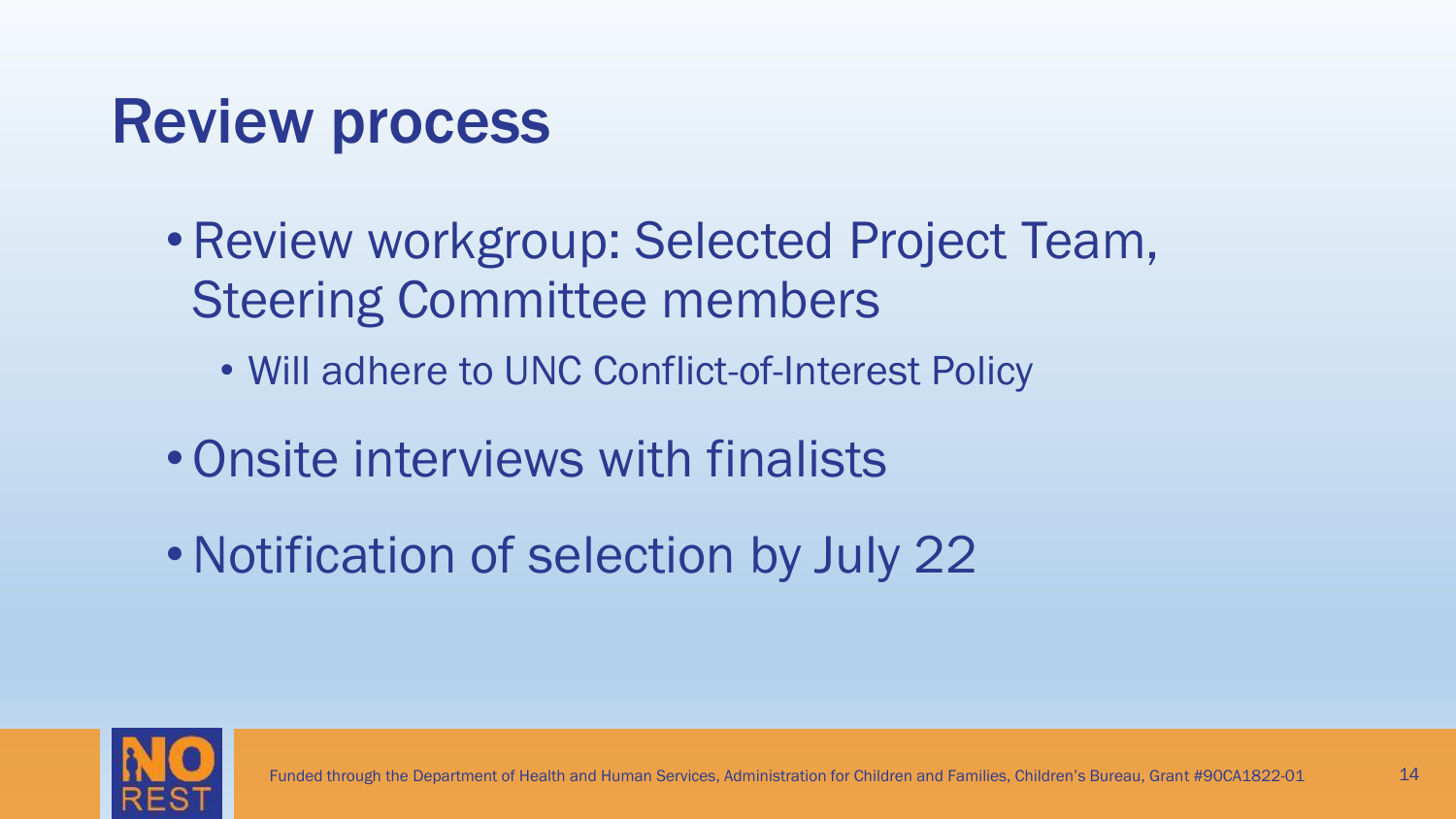# Review process

- Review workgroup: Selected Project Team, Steering Committee members
  - Will adhere to UNC Conflict-of-Interest Policy
- Onsite interviews with finalists
- Notification of selection by July 22

Funded through the Department of Health and Human Services, Administration for Children and Families, Children's Bureau, Grant #90CA1822-01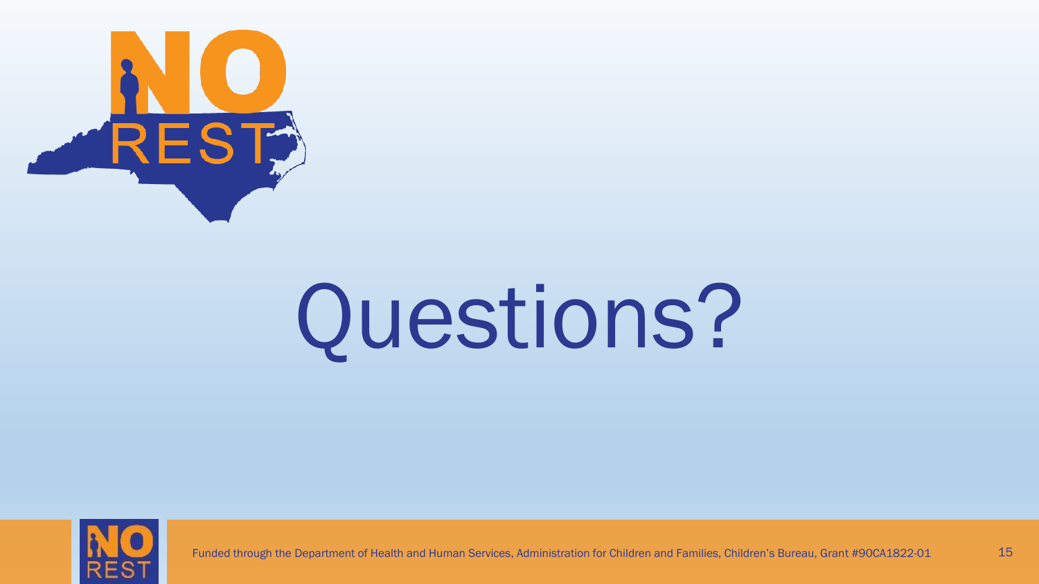# Questions?

Funded through the Department of Health and Human Services, Administration for Children and Families, Children's Bureau, Grant #90CA1822-01